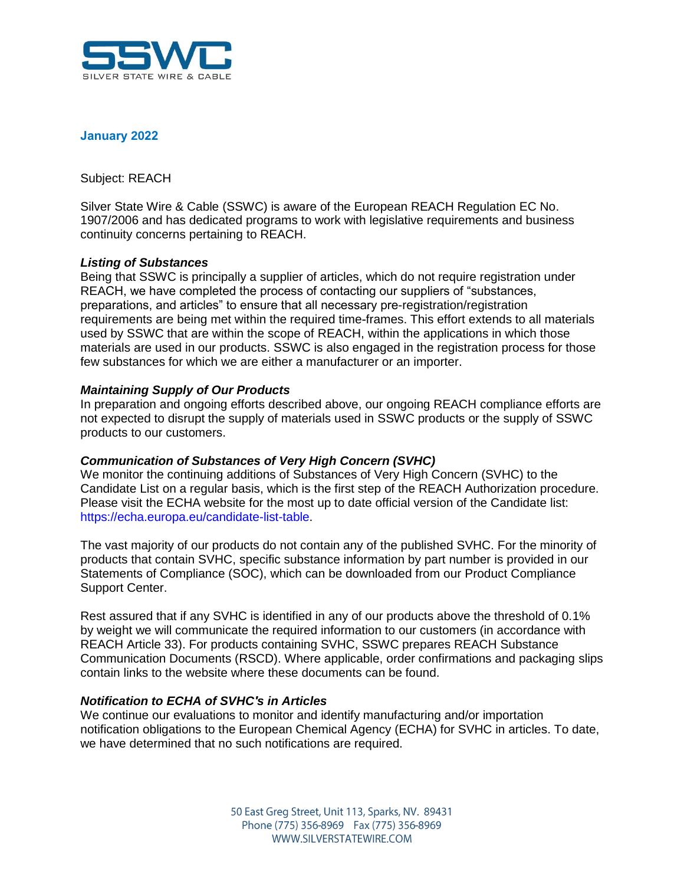SSWC
SILVER STATE WIRE & CABLE

**January 2022**

Subject: REACH

Silver State Wire & Cable (SSWC) is aware of the European REACH Regulation EC No. 1907/2006 and has dedicated programs to work with legislative requirements and business continuity concerns pertaining to REACH.

### *Listing of Substances*

Being that SSWC is principally a supplier of articles, which do not require registration under REACH, we have completed the process of contacting our suppliers of "substances, preparations, and articles" to ensure that all necessary pre-registration/registration requirements are being met within the required time-frames. This effort extends to all materials used by SSWC that are within the scope of REACH, within the applications in which those materials are used in our products. SSWC is also engaged in the registration process for those few substances for which we are either a manufacturer or an importer.

### *Maintaining Supply of Our Products*

In preparation and ongoing efforts described above, our ongoing REACH compliance efforts are not expected to disrupt the supply of materials used in SSWC products or the supply of SSWC products to our customers.

### *Communication of Substances of Very High Concern (SVHC)*

We monitor the continuing additions of Substances of Very High Concern (SVHC) to the Candidate List on a regular basis, which is the first step of the REACH Authorization procedure. Please visit the ECHA website for the most up to date official version of the Candidate list: https://echa.europa.eu/candidate-list-table.

The vast majority of our products do not contain any of the published SVHC. For the minority of products that contain SVHC, specific substance information by part number is provided in our Statements of Compliance (SOC), which can be downloaded from our Product Compliance Support Center.

Rest assured that if any SVHC is identified in any of our products above the threshold of 0.1% by weight we will communicate the required information to our customers (in accordance with REACH Article 33). For products containing SVHC, SSWC prepares REACH Substance Communication Documents (RSCD). Where applicable, order confirmations and packaging slips contain links to the website where these documents can be found.

### *Notification to ECHA of SVHC's in Articles*

We continue our evaluations to monitor and identify manufacturing and/or importation notification obligations to the European Chemical Agency (ECHA) for SVHC in articles. To date, we have determined that no such notifications are required.

50 East Greg Street, Unit 113, Sparks, NV. 89431
Phone (775) 356-8969 Fax (775) 356-8969
WWW.SILVERSTATEWIRE.COM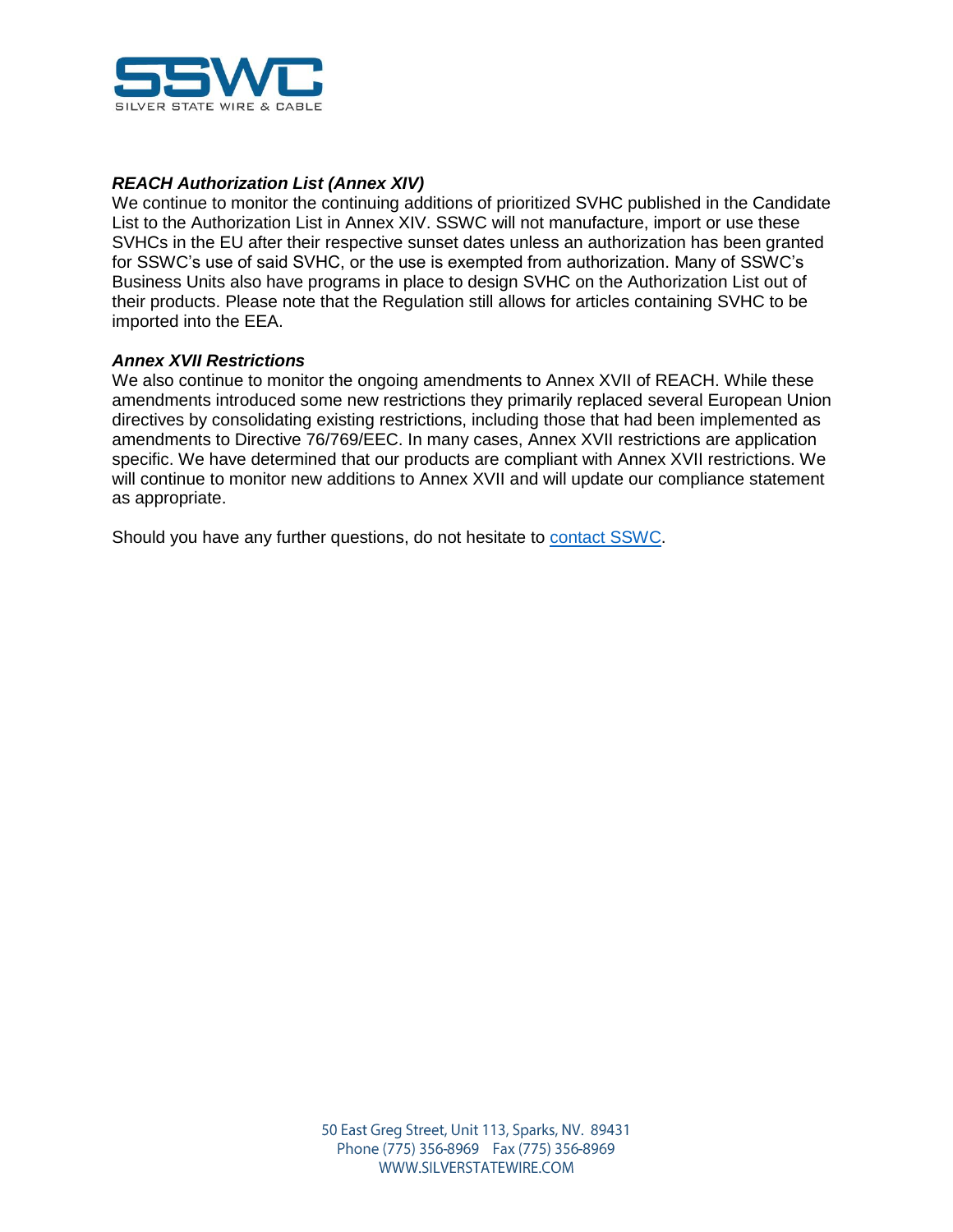***REACH Authorization List (Annex XIV)***

We continue to monitor the continuing additions of prioritized SVHC published in the Candidate List to the Authorization List in Annex XIV. SSWC will not manufacture, import or use these SVHCs in the EU after their respective sunset dates unless an authorization has been granted for SSWC's use of said SVHC, or the use is exempted from authorization. Many of SSWC's Business Units also have programs in place to design SVHC on the Authorization List out of their products. Please note that the Regulation still allows for articles containing SVHC to be imported into the EEA.

***Annex XVII Restrictions***

We also continue to monitor the ongoing amendments to Annex XVII of REACH. While these amendments introduced some new restrictions they primarily replaced several European Union directives by consolidating existing restrictions, including those that had been implemented as amendments to Directive 76/769/EEC. In many cases, Annex XVII restrictions are application specific. We have determined that our products are compliant with Annex XVII restrictions. We will continue to monitor new additions to Annex XVII and will update our compliance statement as appropriate.

Should you have any further questions, do not hesitate to contact SSWC.